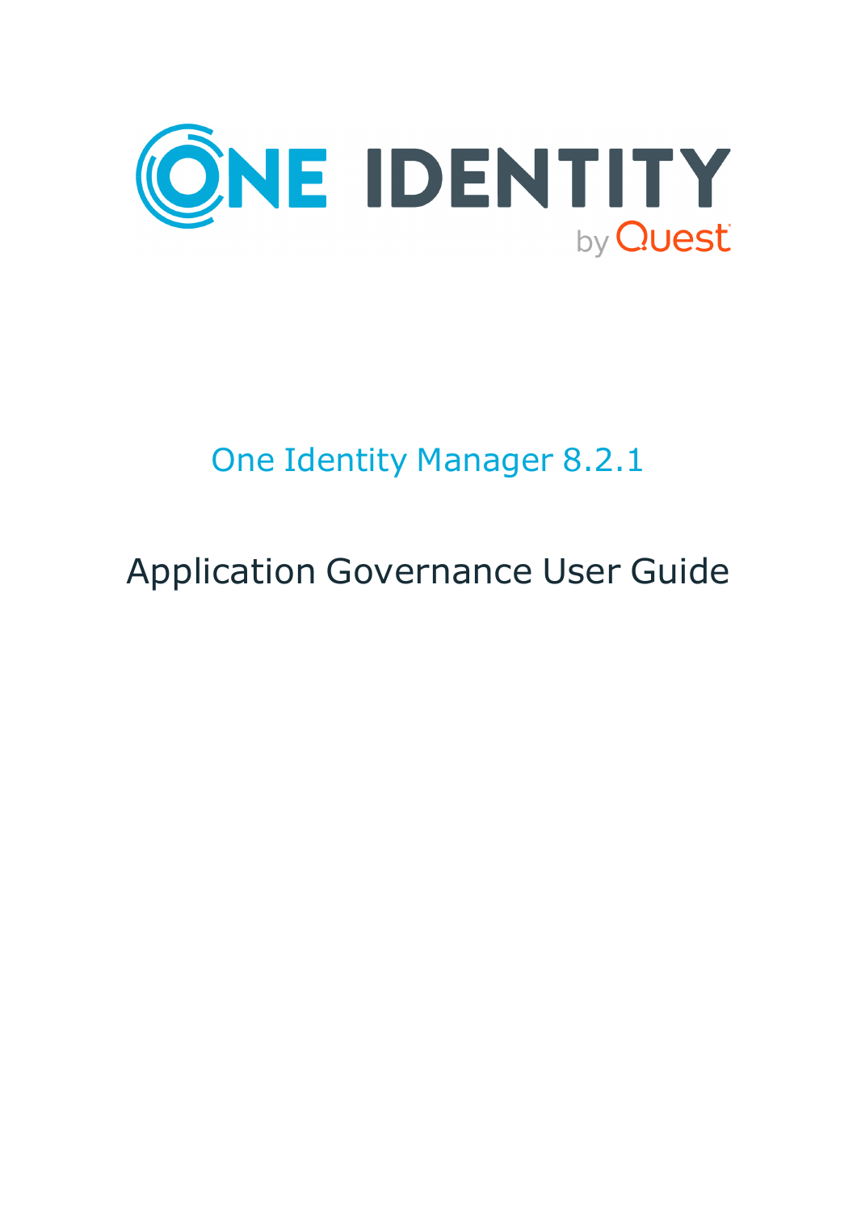ONE IDENTITY by Quest

# One Identity Manager 8.2.1

## Application Governance User Guide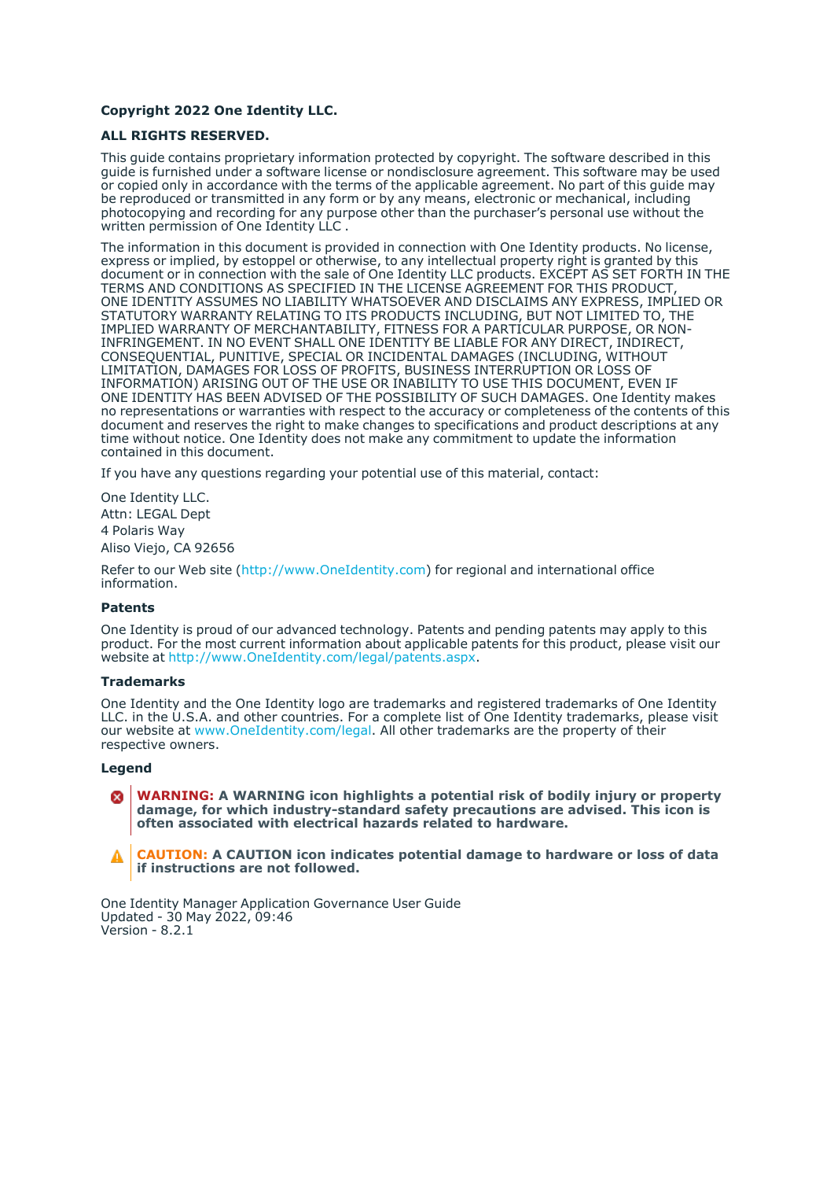**Copyright 2022 One Identity LLC.**

**ALL RIGHTS RESERVED.**

This guide contains proprietary information protected by copyright. The software described in this guide is furnished under a software license or nondisclosure agreement. This software may be used or copied only in accordance with the terms of the applicable agreement. No part of this guide may be reproduced or transmitted in any form or by any means, electronic or mechanical, including photocopying and recording for any purpose other than the purchaser's personal use without the written permission of One Identity LLC .

The information in this document is provided in connection with One Identity products. No license, express or implied, by estoppel or otherwise, to any intellectual property right is granted by this document or in connection with the sale of One Identity LLC products. EXCEPT AS SET FORTH IN THE TERMS AND CONDITIONS AS SPECIFIED IN THE LICENSE AGREEMENT FOR THIS PRODUCT, ONE IDENTITY ASSUMES NO LIABILITY WHATSOEVER AND DISCLAIMS ANY EXPRESS, IMPLIED OR STATUTORY WARRANTY RELATING TO ITS PRODUCTS INCLUDING, BUT NOT LIMITED TO, THE IMPLIED WARRANTY OF MERCHANTABILITY, FITNESS FOR A PARTICULAR PURPOSE, OR NON-INFRINGEMENT. IN NO EVENT SHALL ONE IDENTITY BE LIABLE FOR ANY DIRECT, INDIRECT, CONSEQUENTIAL, PUNITIVE, SPECIAL OR INCIDENTAL DAMAGES (INCLUDING, WITHOUT LIMITATION, DAMAGES FOR LOSS OF PROFITS, BUSINESS INTERRUPTION OR LOSS OF INFORMATION) ARISING OUT OF THE USE OR INABILITY TO USE THIS DOCUMENT, EVEN IF ONE IDENTITY HAS BEEN ADVISED OF THE POSSIBILITY OF SUCH DAMAGES. One Identity makes no representations or warranties with respect to the accuracy or completeness of the contents of this document and reserves the right to make changes to specifications and product descriptions at any time without notice. One Identity does not make any commitment to update the information contained in this document.

If you have any questions regarding your potential use of this material, contact:

One Identity LLC.
Attn: LEGAL Dept
4 Polaris Way
Aliso Viejo, CA 92656

Refer to our Web site (http://www.OneIdentity.com) for regional and international office information.

**Patents**

One Identity is proud of our advanced technology. Patents and pending patents may apply to this product. For the most current information about applicable patents for this product, please visit our website at http://www.OneIdentity.com/legal/patents.aspx.

**Trademarks**

One Identity and the One Identity logo are trademarks and registered trademarks of One Identity LLC. in the U.S.A. and other countries. For a complete list of One Identity trademarks, please visit our website at www.OneIdentity.com/legal. All other trademarks are the property of their respective owners.

**Legend**

**WARNING: A WARNING icon highlights a potential risk of bodily injury or property damage, for which industry-standard safety precautions are advised. This icon is often associated with electrical hazards related to hardware.**

**CAUTION: A CAUTION icon indicates potential damage to hardware or loss of data if instructions are not followed.**

One Identity Manager Application Governance User Guide
Updated - 30 May 2022, 09:46
Version - 8.2.1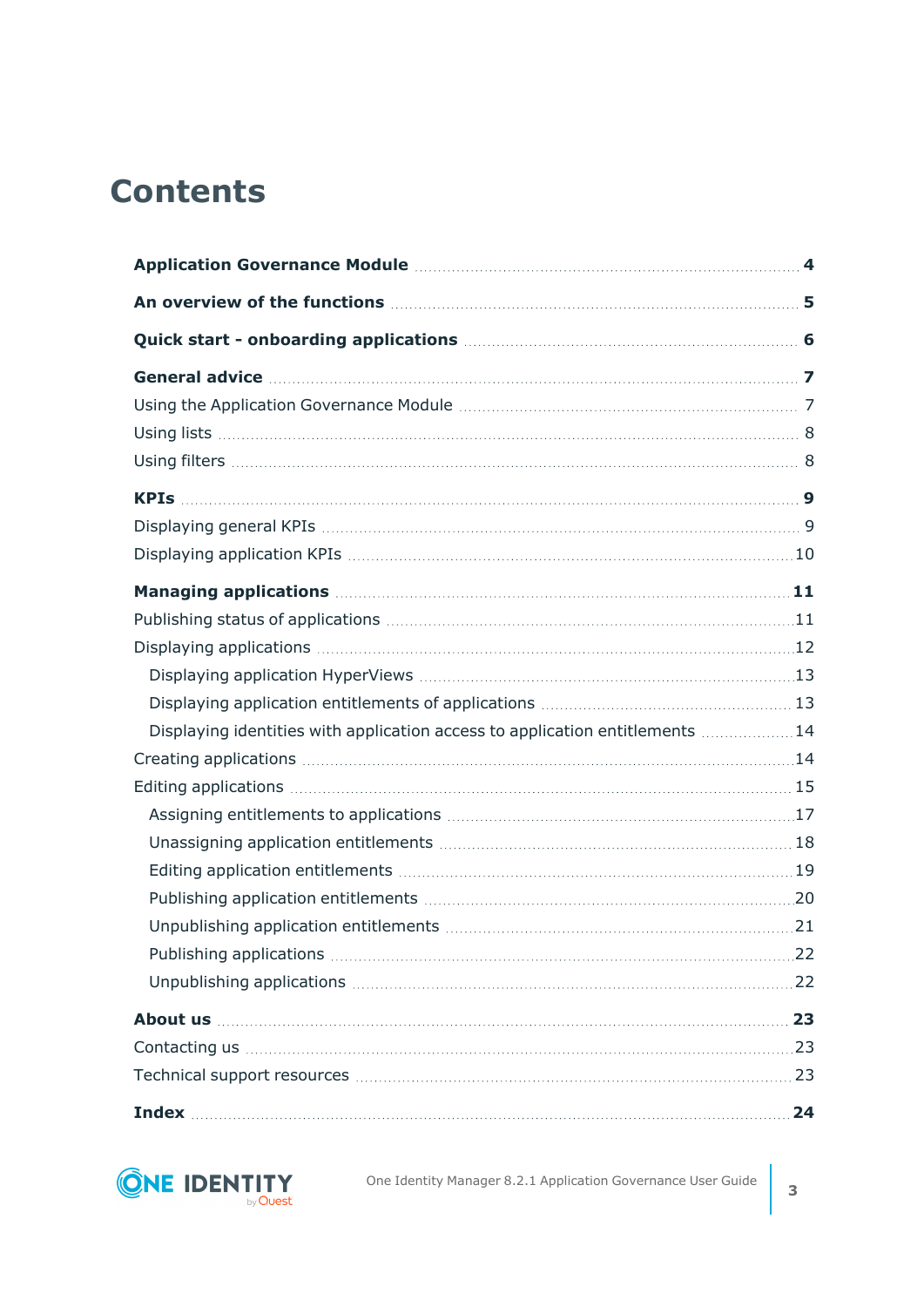# Contents

**Application Governance Module** 4

**An overview of the functions** 5

**Quick start - onboarding applications** 6

**General advice** 7

- Using the Application Governance Module 7
- Using lists 8
- Using filters 8

**KPIs** 9

- Displaying general KPIs 9
- Displaying application KPIs 10

**Managing applications** 11

- Publishing status of applications 11
- Displaying applications 12
  - Displaying application HyperViews 13
  - Displaying application entitlements of applications 13
  - Displaying identities with application access to application entitlements 14
- Creating applications 14
- Editing applications 15
  - Assigning entitlements to applications 17
  - Unassigning application entitlements 18
  - Editing application entitlements 19
  - Publishing application entitlements 20
  - Unpublishing application entitlements 21
  - Publishing applications 22
  - Unpublishing applications 22

**About us** 23

- Contacting us 23
- Technical support resources 23

**Index** 24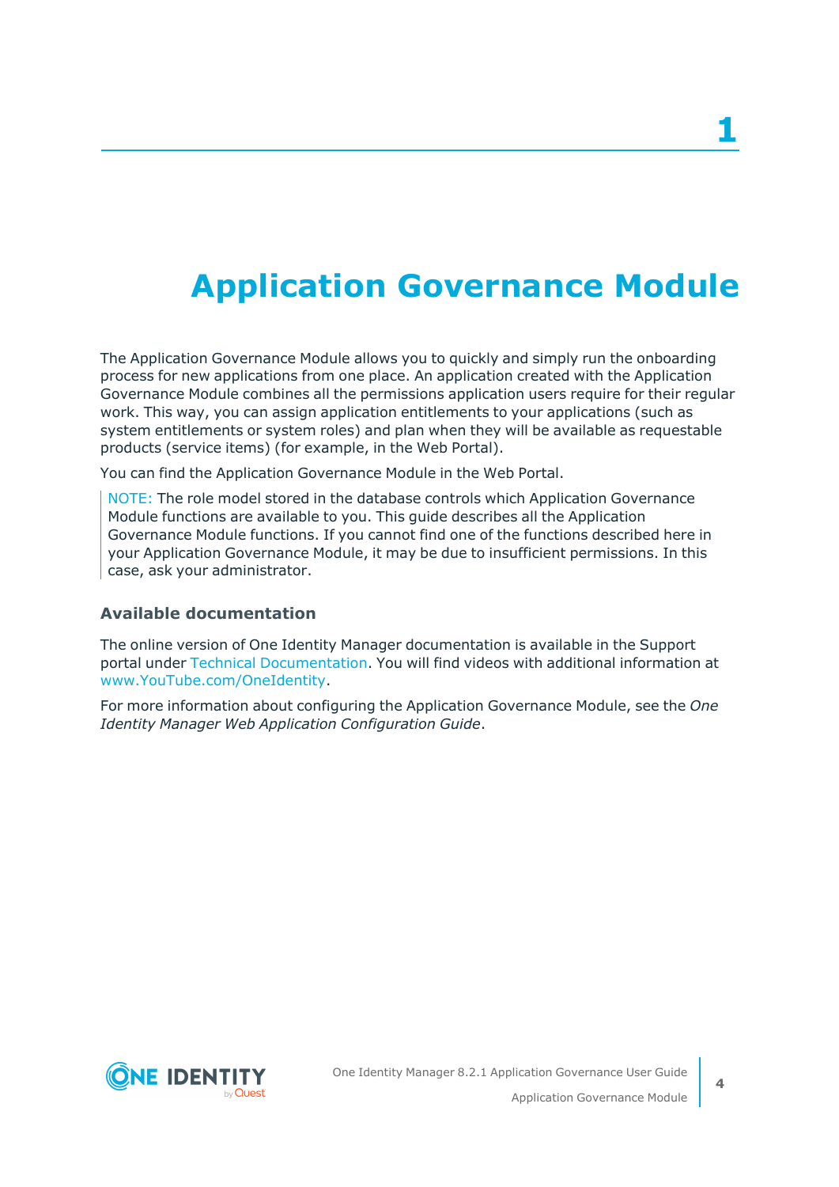# 1 Application Governance Module

The Application Governance Module allows you to quickly and simply run the onboarding process for new applications from one place. An application created with the Application Governance Module combines all the permissions application users require for their regular work. This way, you can assign application entitlements to your applications (such as system entitlements or system roles) and plan when they will be available as requestable products (service items) (for example, in the Web Portal).

You can find the Application Governance Module in the Web Portal.

> NOTE: The role model stored in the database controls which Application Governance Module functions are available to you. This guide describes all the Application Governance Module functions. If you cannot find one of the functions described here in your Application Governance Module, it may be due to insufficient permissions. In this case, ask your administrator.

### Available documentation

The online version of One Identity Manager documentation is available in the Support portal under Technical Documentation. You will find videos with additional information at www.YouTube.com/OneIdentity.

For more information about configuring the Application Governance Module, see the *One Identity Manager Web Application Configuration Guide*.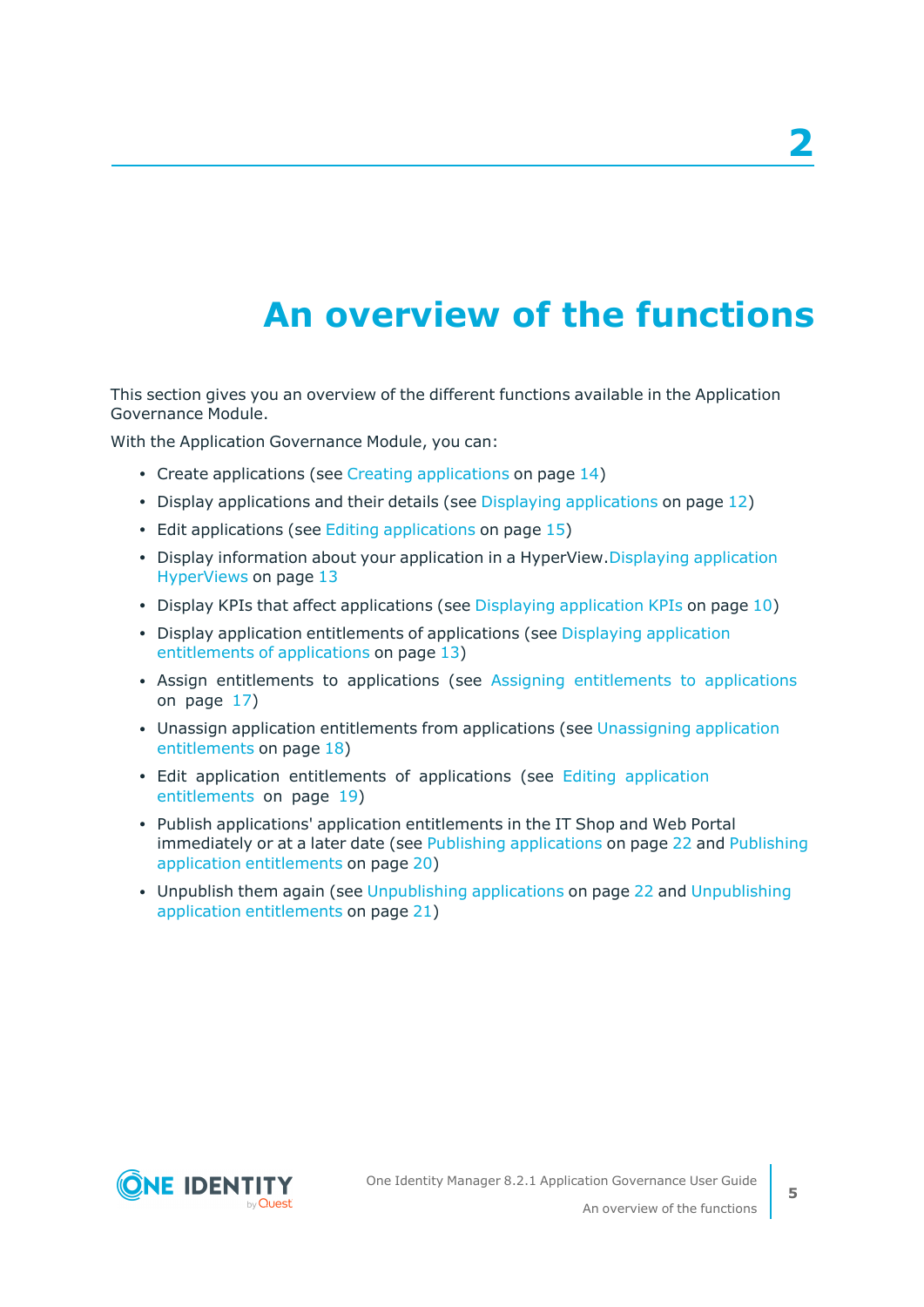# 2 An overview of the functions

This section gives you an overview of the different functions available in the Application Governance Module.

With the Application Governance Module, you can:

- Create applications (see Creating applications on page 14)
- Display applications and their details (see Displaying applications on page 12)
- Edit applications (see Editing applications on page 15)
- Display information about your application in a HyperView.Displaying application HyperViews on page 13
- Display KPIs that affect applications (see Displaying application KPIs on page 10)
- Display application entitlements of applications (see Displaying application entitlements of applications on page 13)
- Assign entitlements to applications (see Assigning entitlements to applications on page 17)
- Unassign application entitlements from applications (see Unassigning application entitlements on page 18)
- Edit application entitlements of applications (see Editing application entitlements on page 19)
- Publish applications' application entitlements in the IT Shop and Web Portal immediately or at a later date (see Publishing applications on page 22 and Publishing application entitlements on page 20)
- Unpublish them again (see Unpublishing applications on page 22 and Unpublishing application entitlements on page 21)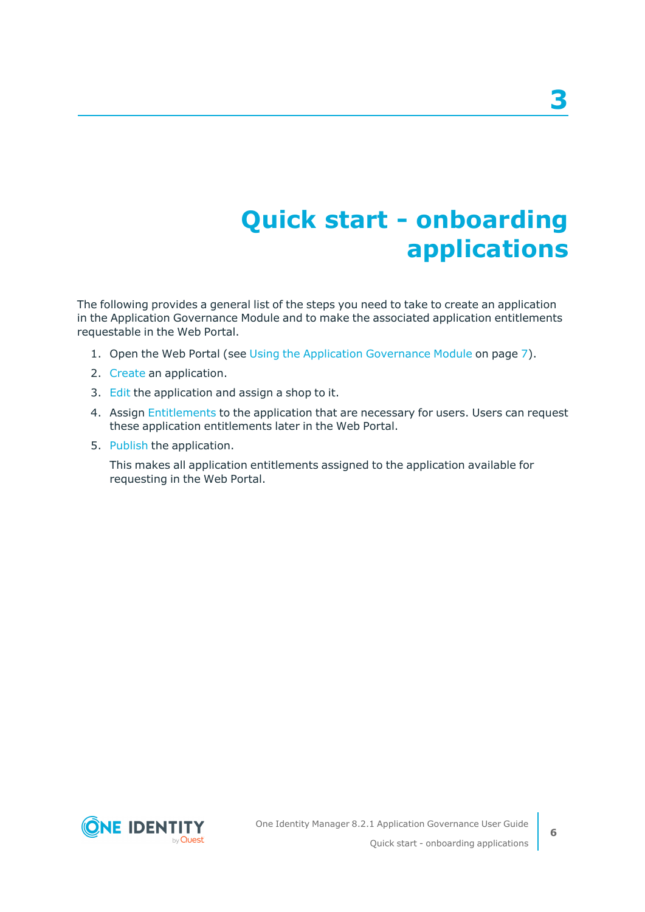# 3 Quick start - onboarding applications

The following provides a general list of the steps you need to take to create an application in the Application Governance Module and to make the associated application entitlements requestable in the Web Portal.

1. Open the Web Portal (see Using the Application Governance Module on page 7).
2. Create an application.
3. Edit the application and assign a shop to it.
4. Assign Entitlements to the application that are necessary for users. Users can request these application entitlements later in the Web Portal.
5. Publish the application.

   This makes all application entitlements assigned to the application available for requesting in the Web Portal.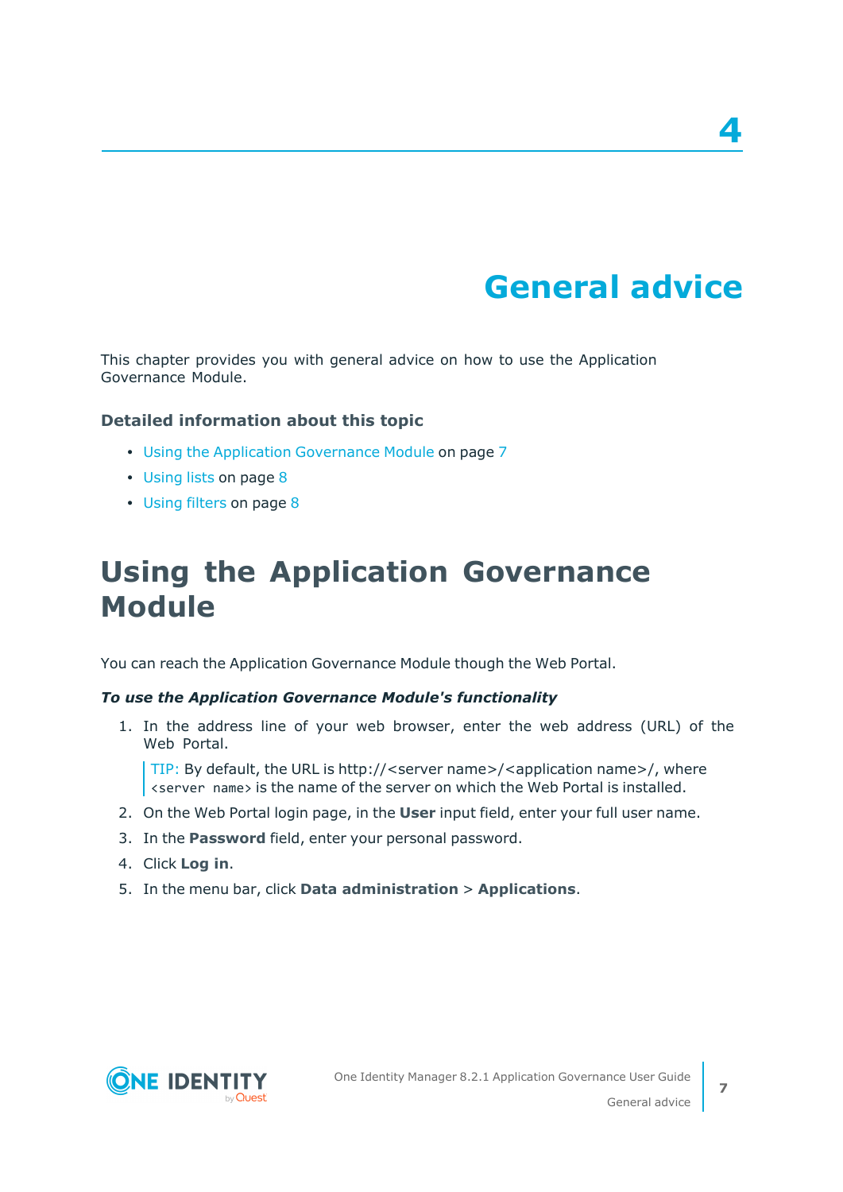# 4 General advice

This chapter provides you with general advice on how to use the Application Governance Module.

### Detailed information about this topic

- Using the Application Governance Module on page 7
- Using lists on page 8
- Using filters on page 8

## Using the Application Governance Module

You can reach the Application Governance Module though the Web Portal.

***To use the Application Governance Module's functionality***

1. In the address line of your web browser, enter the web address (URL) of the Web Portal.

   TIP: By default, the URL is http://<server name>/<application name>/, where `<server name>` is the name of the server on which the Web Portal is installed.

2. On the Web Portal login page, in the **User** input field, enter your full user name.
3. In the **Password** field, enter your personal password.
4. Click **Log in**.
5. In the menu bar, click **Data administration** > **Applications**.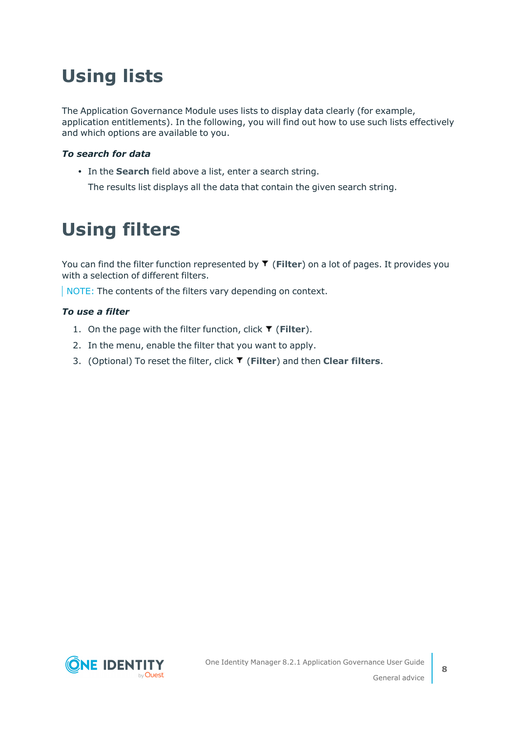# Using lists

The Application Governance Module uses lists to display data clearly (for example, application entitlements). In the following, you will find out how to use such lists effectively and which options are available to you.

***To search for data***

- In the **Search** field above a list, enter a search string.

  The results list displays all the data that contain the given search string.

# Using filters

You can find the filter function represented by ▼ (**Filter**) on a lot of pages. It provides you with a selection of different filters.

NOTE: The contents of the filters vary depending on context.

***To use a filter***

1. On the page with the filter function, click ▼ (**Filter**).
2. In the menu, enable the filter that you want to apply.
3. (Optional) To reset the filter, click ▼ (**Filter**) and then **Clear filters**.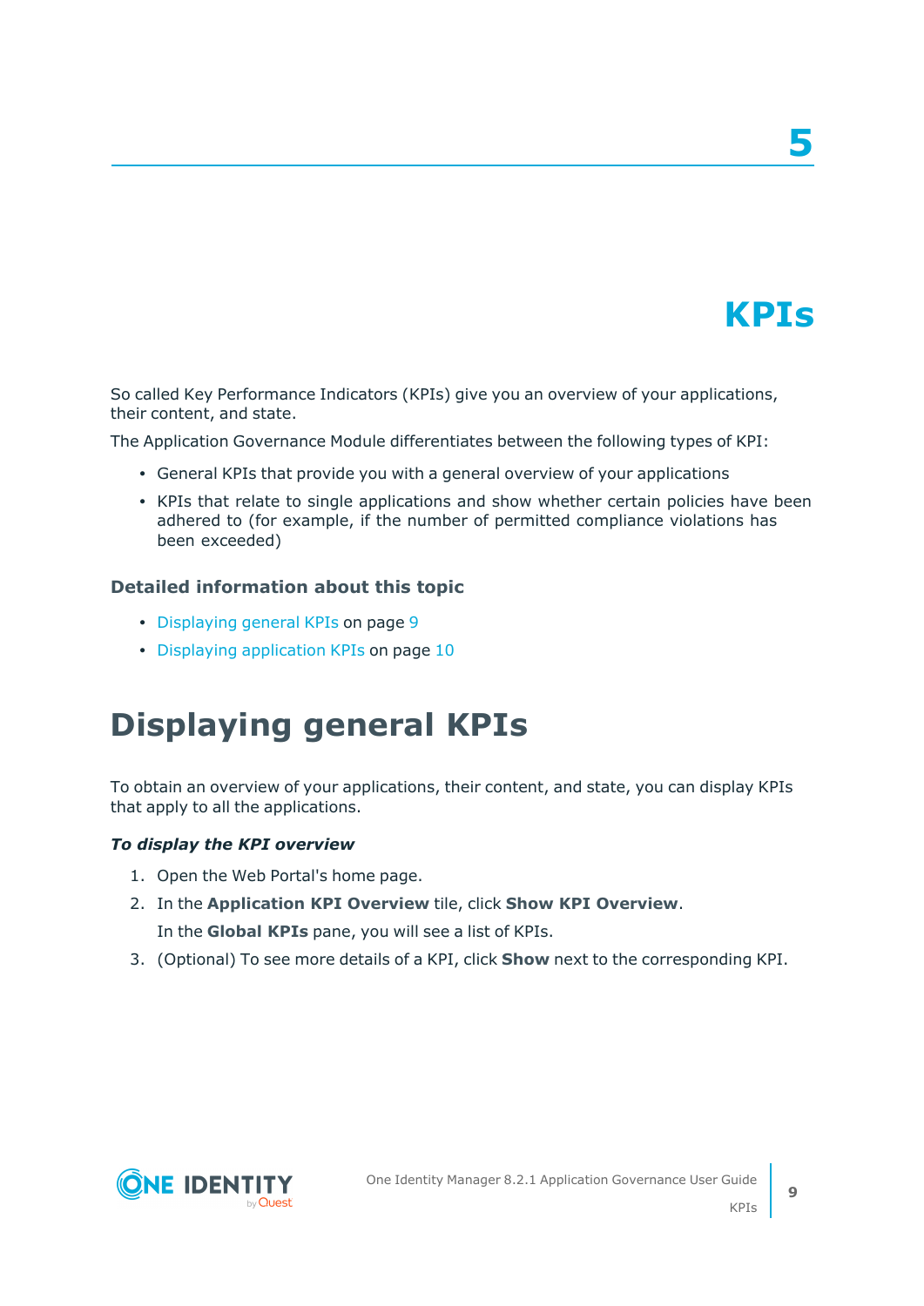# 5 KPIs

So called Key Performance Indicators (KPIs) give you an overview of your applications, their content, and state.

The Application Governance Module differentiates between the following types of KPI:

- General KPIs that provide you with a general overview of your applications
- KPIs that relate to single applications and show whether certain policies have been adhered to (for example, if the number of permitted compliance violations has been exceeded)

### Detailed information about this topic

- Displaying general KPIs on page 9
- Displaying application KPIs on page 10

## Displaying general KPIs

To obtain an overview of your applications, their content, and state, you can display KPIs that apply to all the applications.

***To display the KPI overview***

1. Open the Web Portal's home page.
2. In the **Application KPI Overview** tile, click **Show KPI Overview**.

   In the **Global KPIs** pane, you will see a list of KPIs.
3. (Optional) To see more details of a KPI, click **Show** next to the corresponding KPI.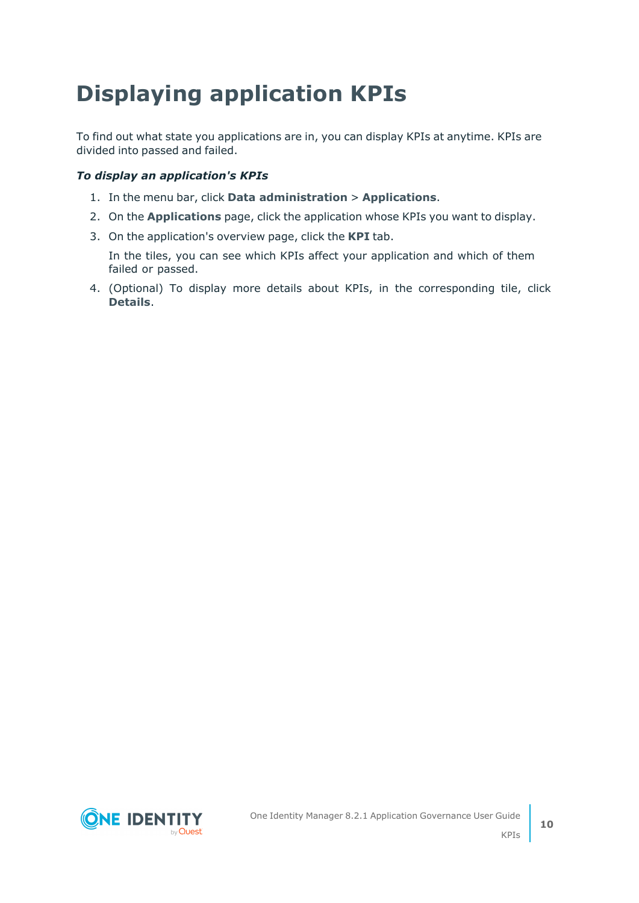# Displaying application KPIs

To find out what state you applications are in, you can display KPIs at anytime. KPIs are divided into passed and failed.

***To display an application's KPIs***

1. In the menu bar, click **Data administration** > **Applications**.
2. On the **Applications** page, click the application whose KPIs you want to display.
3. On the application's overview page, click the **KPI** tab.

   In the tiles, you can see which KPIs affect your application and which of them failed or passed.
4. (Optional) To display more details about KPIs, in the corresponding tile, click **Details**.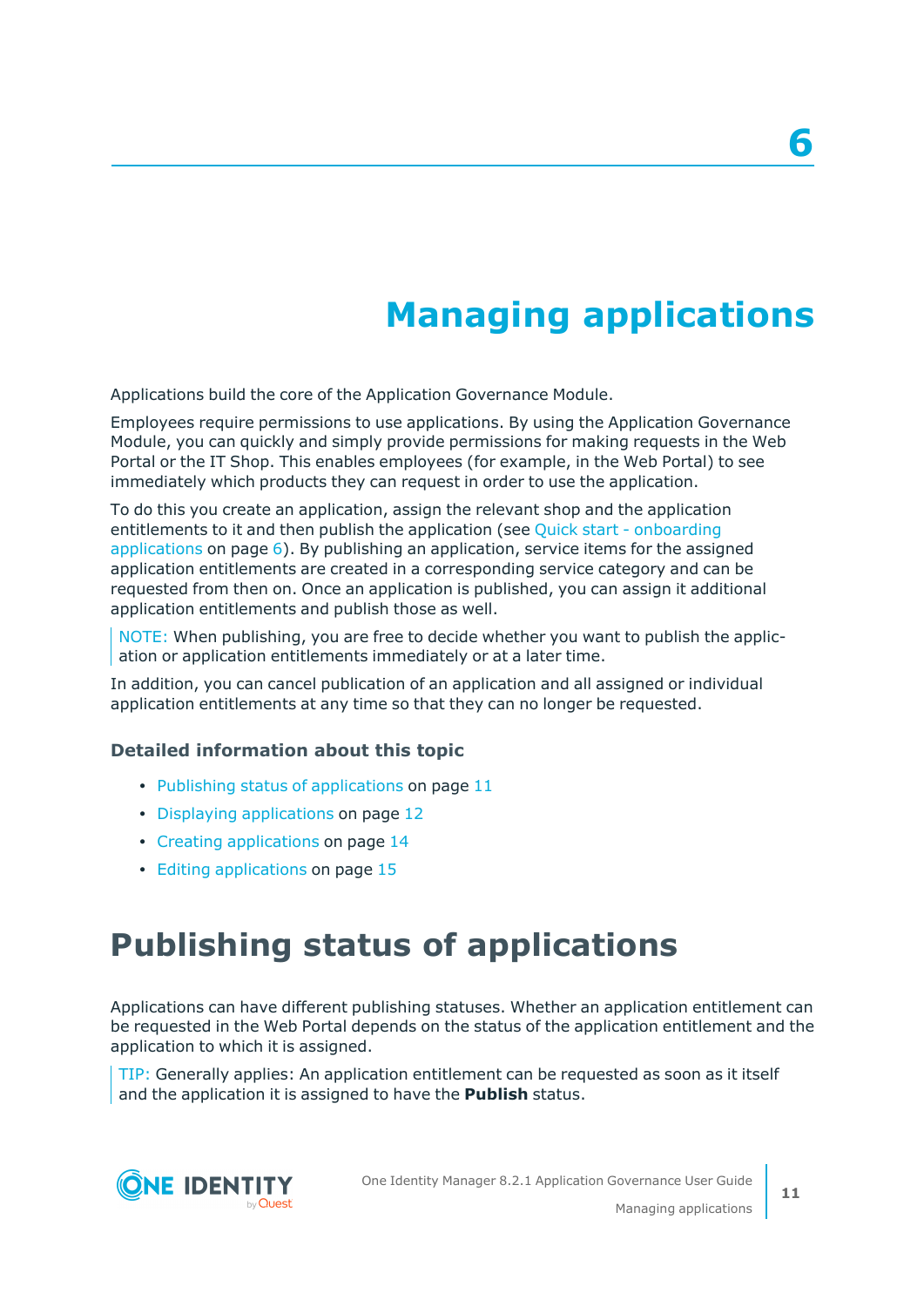6

# Managing applications

Applications build the core of the Application Governance Module.

Employees require permissions to use applications. By using the Application Governance Module, you can quickly and simply provide permissions for making requests in the Web Portal or the IT Shop. This enables employees (for example, in the Web Portal) to see immediately which products they can request in order to use the application.

To do this you create an application, assign the relevant shop and the application entitlements to it and then publish the application (see Quick start - onboarding applications on page 6). By publishing an application, service items for the assigned application entitlements are created in a corresponding service category and can be requested from then on. Once an application is published, you can assign it additional application entitlements and publish those as well.

> NOTE: When publishing, you are free to decide whether you want to publish the application or application entitlements immediately or at a later time.

In addition, you can cancel publication of an application and all assigned or individual application entitlements at any time so that they can no longer be requested.

### Detailed information about this topic

- Publishing status of applications on page 11
- Displaying applications on page 12
- Creating applications on page 14
- Editing applications on page 15

## Publishing status of applications

Applications can have different publishing statuses. Whether an application entitlement can be requested in the Web Portal depends on the status of the application entitlement and the application to which it is assigned.

> TIP: Generally applies: An application entitlement can be requested as soon as it itself and the application it is assigned to have the **Publish** status.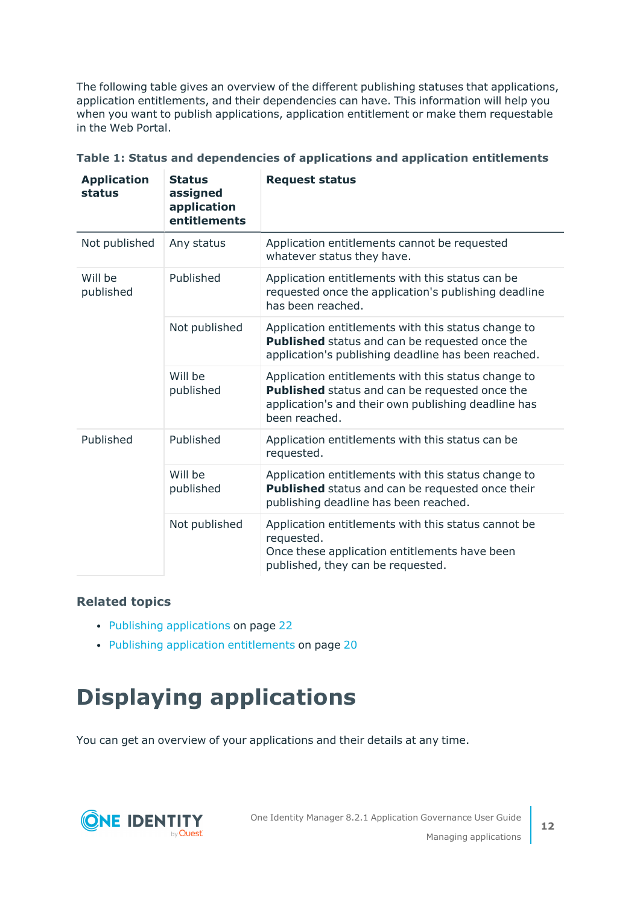The following table gives an overview of the different publishing statuses that applications, application entitlements, and their dependencies can have. This information will help you when you want to publish applications, application entitlement or make them requestable in the Web Portal.

**Table 1: Status and dependencies of applications and application entitlements**

| Application status | Status assigned application entitlements | Request status |
|---|---|---|
| Not published | Any status | Application entitlements cannot be requested whatever status they have. |
| Will be published | Published | Application entitlements with this status can be requested once the application's publishing deadline has been reached. |
| | Not published | Application entitlements with this status change to **Published** status and can be requested once the application's publishing deadline has been reached. |
| | Will be published | Application entitlements with this status change to **Published** status and can be requested once the application's and their own publishing deadline has been reached. |
| Published | Published | Application entitlements with this status can be requested. |
| | Will be published | Application entitlements with this status change to **Published** status and can be requested once their publishing deadline has been reached. |
| | Not published | Application entitlements with this status cannot be requested. Once these application entitlements have been published, they can be requested. |

### Related topics

- Publishing applications on page 22
- Publishing application entitlements on page 20

# Displaying applications

You can get an overview of your applications and their details at any time.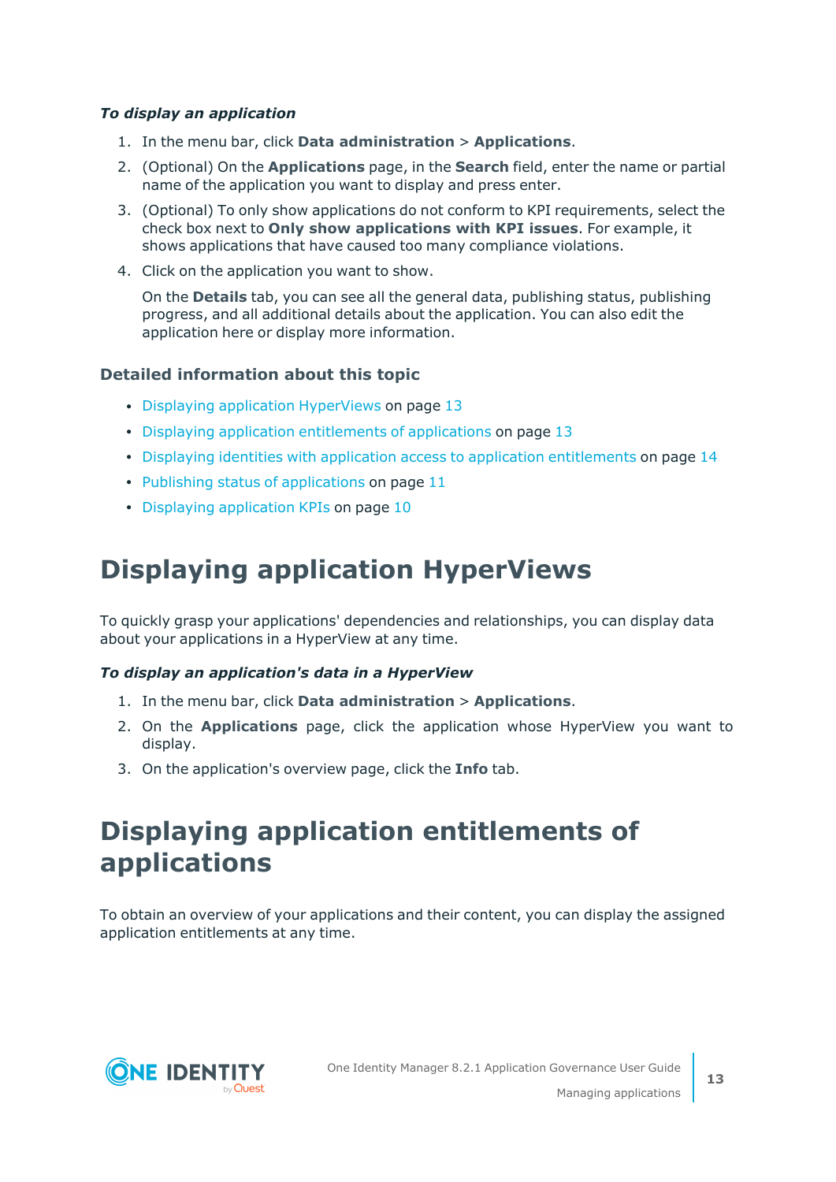***To display an application***

1. In the menu bar, click **Data administration** > **Applications**.
2. (Optional) On the **Applications** page, in the **Search** field, enter the name or partial name of the application you want to display and press enter.
3. (Optional) To only show applications do not conform to KPI requirements, select the check box next to **Only show applications with KPI issues**. For example, it shows applications that have caused too many compliance violations.
4. Click on the application you want to show.

   On the **Details** tab, you can see all the general data, publishing status, publishing progress, and all additional details about the application. You can also edit the application here or display more information.

### Detailed information about this topic

- Displaying application HyperViews on page 13
- Displaying application entitlements of applications on page 13
- Displaying identities with application access to application entitlements on page 14
- Publishing status of applications on page 11
- Displaying application KPIs on page 10

# Displaying application HyperViews

To quickly grasp your applications' dependencies and relationships, you can display data about your applications in a HyperView at any time.

***To display an application's data in a HyperView***

1. In the menu bar, click **Data administration** > **Applications**.
2. On the **Applications** page, click the application whose HyperView you want to display.
3. On the application's overview page, click the **Info** tab.

# Displaying application entitlements of applications

To obtain an overview of your applications and their content, you can display the assigned application entitlements at any time.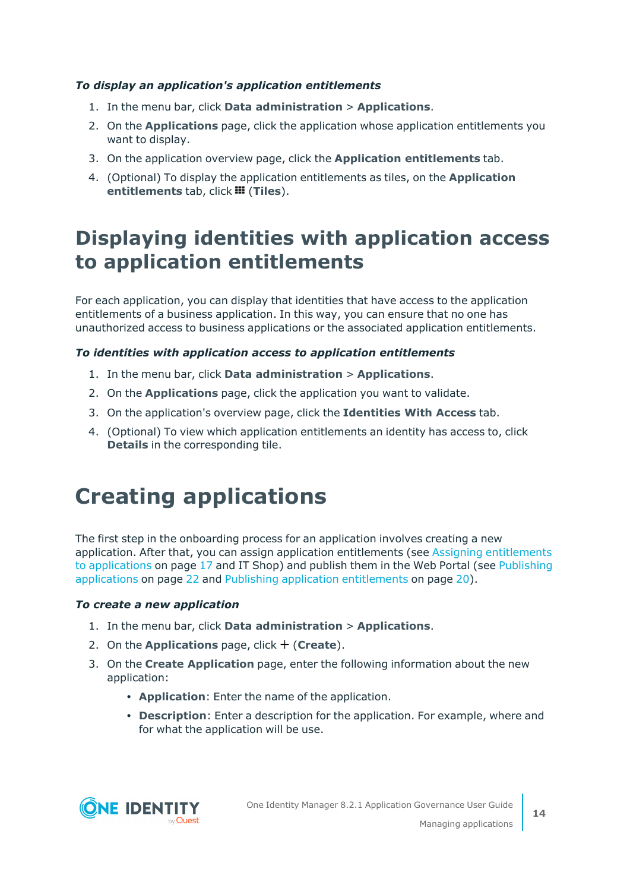***To display an application's application entitlements***

1. In the menu bar, click **Data administration** > **Applications**.
2. On the **Applications** page, click the application whose application entitlements you want to display.
3. On the application overview page, click the **Application entitlements** tab.
4. (Optional) To display the application entitlements as tiles, on the **Application entitlements** tab, click ▦ (**Tiles**).

# Displaying identities with application access to application entitlements

For each application, you can display that identities that have access to the application entitlements of a business application. In this way, you can ensure that no one has unauthorized access to business applications or the associated application entitlements.

***To identities with application access to application entitlements***

1. In the menu bar, click **Data administration** > **Applications**.
2. On the **Applications** page, click the application you want to validate.
3. On the application's overview page, click the **Identities With Access** tab.
4. (Optional) To view which application entitlements an identity has access to, click **Details** in the corresponding tile.

# Creating applications

The first step in the onboarding process for an application involves creating a new application. After that, you can assign application entitlements (see Assigning entitlements to applications on page 17 and IT Shop) and publish them in the Web Portal (see Publishing applications on page 22 and Publishing application entitlements on page 20).

***To create a new application***

1. In the menu bar, click **Data administration** > **Applications**.
2. On the **Applications** page, click + (**Create**).
3. On the **Create Application** page, enter the following information about the new application:
   - **Application**: Enter the name of the application.
   - **Description**: Enter a description for the application. For example, where and for what the application will be use.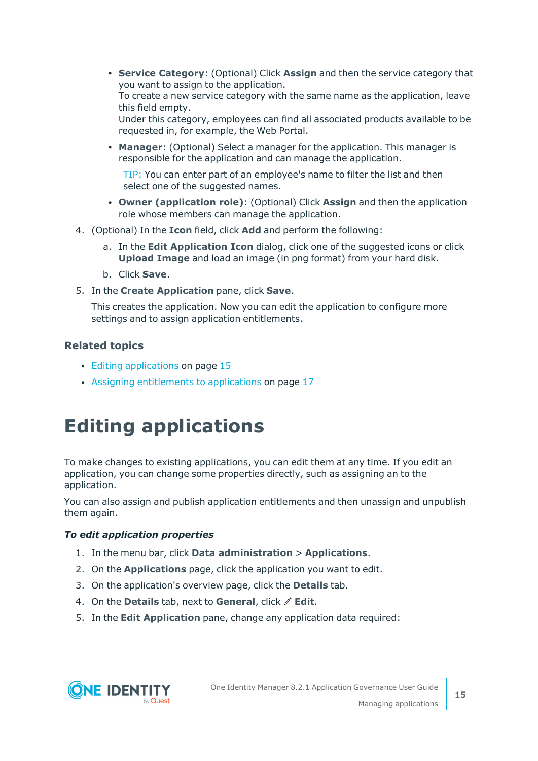- **Service Category**: (Optional) Click **Assign** and then the service category that you want to assign to the application.
  To create a new service category with the same name as the application, leave this field empty.
  Under this category, employees can find all associated products available to be requested in, for example, the Web Portal.
- **Manager**: (Optional) Select a manager for the application. This manager is responsible for the application and can manage the application.

  > TIP: You can enter part of an employee's name to filter the list and then select one of the suggested names.

- **Owner (application role)**: (Optional) Click **Assign** and then the application role whose members can manage the application.

4. (Optional) In the **Icon** field, click **Add** and perform the following:
   a. In the **Edit Application Icon** dialog, click one of the suggested icons or click **Upload Image** and load an image (in png format) from your hard disk.
   b. Click **Save**.
5. In the **Create Application** pane, click **Save**.

   This creates the application. Now you can edit the application to configure more settings and to assign application entitlements.

### Related topics

- Editing applications on page 15
- Assigning entitlements to applications on page 17

# Editing applications

To make changes to existing applications, you can edit them at any time. If you edit an application, you can change some properties directly, such as assigning an to the application.

You can also assign and publish application entitlements and then unassign and unpublish them again.

***To edit application properties***

1. In the menu bar, click **Data administration** > **Applications**.
2. On the **Applications** page, click the application you want to edit.
3. On the application's overview page, click the **Details** tab.
4. On the **Details** tab, next to **General**, click ✎ **Edit**.
5. In the **Edit Application** pane, change any application data required: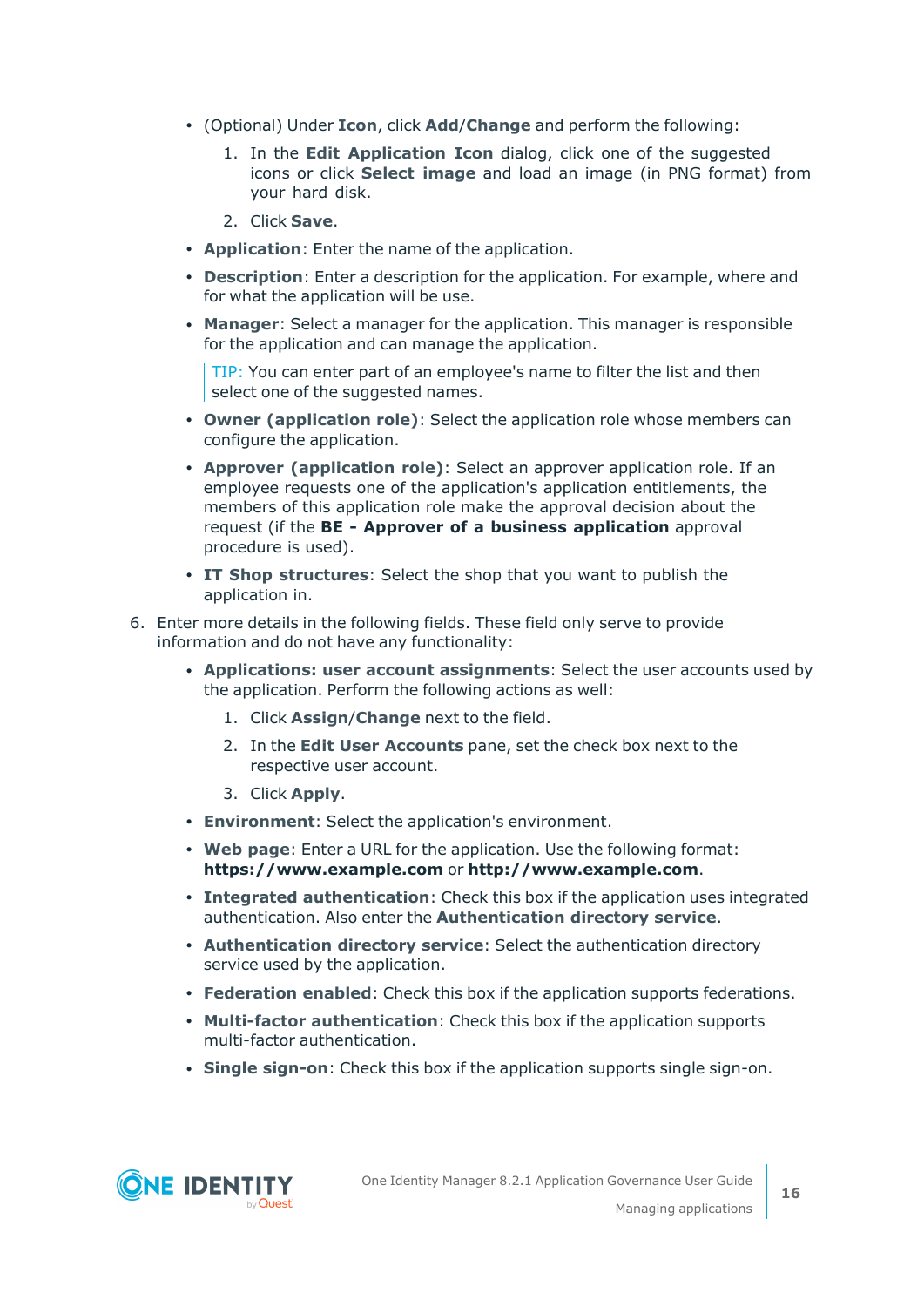- (Optional) Under **Icon**, click **Add**/**Change** and perform the following:
  1. In the **Edit Application Icon** dialog, click one of the suggested icons or click **Select image** and load an image (in PNG format) from your hard disk.
  2. Click **Save**.
- **Application**: Enter the name of the application.
- **Description**: Enter a description for the application. For example, where and for what the application will be use.
- **Manager**: Select a manager for the application. This manager is responsible for the application and can manage the application.

  TIP: You can enter part of an employee's name to filter the list and then select one of the suggested names.
- **Owner (application role)**: Select the application role whose members can configure the application.
- **Approver (application role)**: Select an approver application role. If an employee requests one of the application's application entitlements, the members of this application role make the approval decision about the request (if the **BE - Approver of a business application** approval procedure is used).
- **IT Shop structures**: Select the shop that you want to publish the application in.

6. Enter more details in the following fields. These field only serve to provide information and do not have any functionality:
   - **Applications: user account assignments**: Select the user accounts used by the application. Perform the following actions as well:
     1. Click **Assign**/**Change** next to the field.
     2. In the **Edit User Accounts** pane, set the check box next to the respective user account.
     3. Click **Apply**.
   - **Environment**: Select the application's environment.
   - **Web page**: Enter a URL for the application. Use the following format: **https://www.example.com** or **http://www.example.com**.
   - **Integrated authentication**: Check this box if the application uses integrated authentication. Also enter the **Authentication directory service**.
   - **Authentication directory service**: Select the authentication directory service used by the application.
   - **Federation enabled**: Check this box if the application supports federations.
   - **Multi-factor authentication**: Check this box if the application supports multi-factor authentication.
   - **Single sign-on**: Check this box if the application supports single sign-on.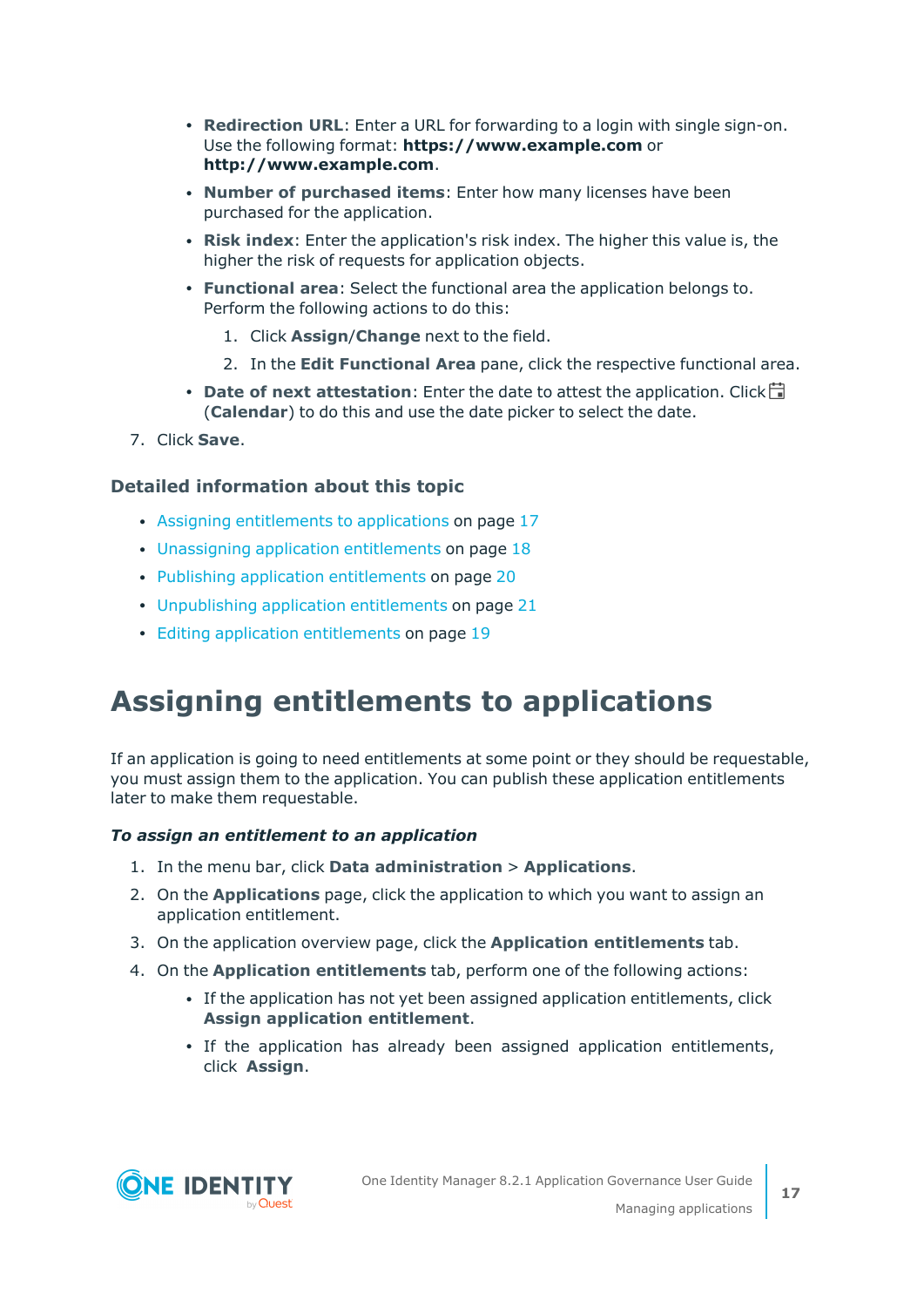- **Redirection URL**: Enter a URL for forwarding to a login with single sign-on. Use the following format: **https://www.example.com** or **http://www.example.com**.
- **Number of purchased items**: Enter how many licenses have been purchased for the application.
- **Risk index**: Enter the application's risk index. The higher this value is, the higher the risk of requests for application objects.
- **Functional area**: Select the functional area the application belongs to. Perform the following actions to do this:
    1. Click **Assign**/**Change** next to the field.
    2. In the **Edit Functional Area** pane, click the respective functional area.
- **Date of next attestation**: Enter the date to attest the application. Click (**Calendar**) to do this and use the date picker to select the date.

7. Click **Save**.

### Detailed information about this topic

- Assigning entitlements to applications on page 17
- Unassigning application entitlements on page 18
- Publishing application entitlements on page 20
- Unpublishing application entitlements on page 21
- Editing application entitlements on page 19

# Assigning entitlements to applications

If an application is going to need entitlements at some point or they should be requestable, you must assign them to the application. You can publish these application entitlements later to make them requestable.

***To assign an entitlement to an application***

1. In the menu bar, click **Data administration** > **Applications**.
2. On the **Applications** page, click the application to which you want to assign an application entitlement.
3. On the application overview page, click the **Application entitlements** tab.
4. On the **Application entitlements** tab, perform one of the following actions:
    - If the application has not yet been assigned application entitlements, click **Assign application entitlement**.
    - If the application has already been assigned application entitlements, click **Assign**.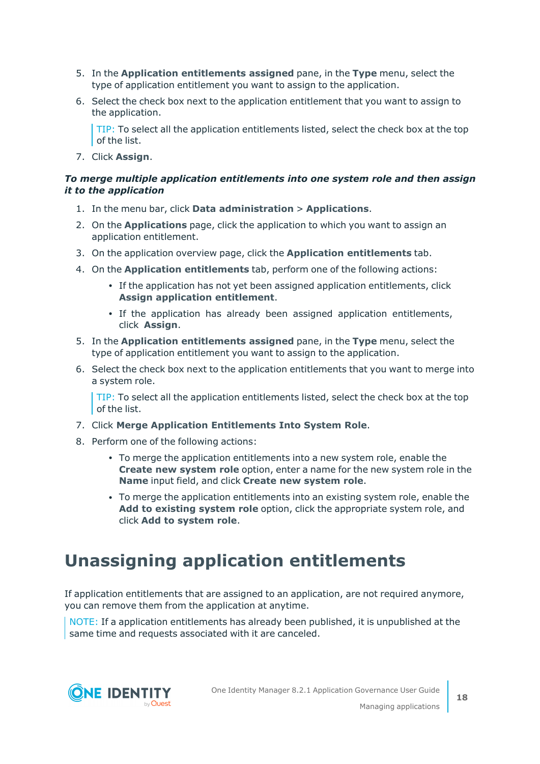5. In the **Application entitlements assigned** pane, in the **Type** menu, select the type of application entitlement you want to assign to the application.
6. Select the check box next to the application entitlement that you want to assign to the application.

   TIP: To select all the application entitlements listed, select the check box at the top of the list.
7. Click **Assign**.

***To merge multiple application entitlements into one system role and then assign it to the application***

1. In the menu bar, click **Data administration** > **Applications**.
2. On the **Applications** page, click the application to which you want to assign an application entitlement.
3. On the application overview page, click the **Application entitlements** tab.
4. On the **Application entitlements** tab, perform one of the following actions:
   - If the application has not yet been assigned application entitlements, click **Assign application entitlement**.
   - If the application has already been assigned application entitlements, click **Assign**.
5. In the **Application entitlements assigned** pane, in the **Type** menu, select the type of application entitlement you want to assign to the application.
6. Select the check box next to the application entitlements that you want to merge into a system role.

   TIP: To select all the application entitlements listed, select the check box at the top of the list.
7. Click **Merge Application Entitlements Into System Role**.
8. Perform one of the following actions:
   - To merge the application entitlements into a new system role, enable the **Create new system role** option, enter a name for the new system role in the **Name** input field, and click **Create new system role**.
   - To merge the application entitlements into an existing system role, enable the **Add to existing system role** option, click the appropriate system role, and click **Add to system role**.

# Unassigning application entitlements

If application entitlements that are assigned to an application, are not required anymore, you can remove them from the application at anytime.

NOTE: If a application entitlements has already been published, it is unpublished at the same time and requests associated with it are canceled.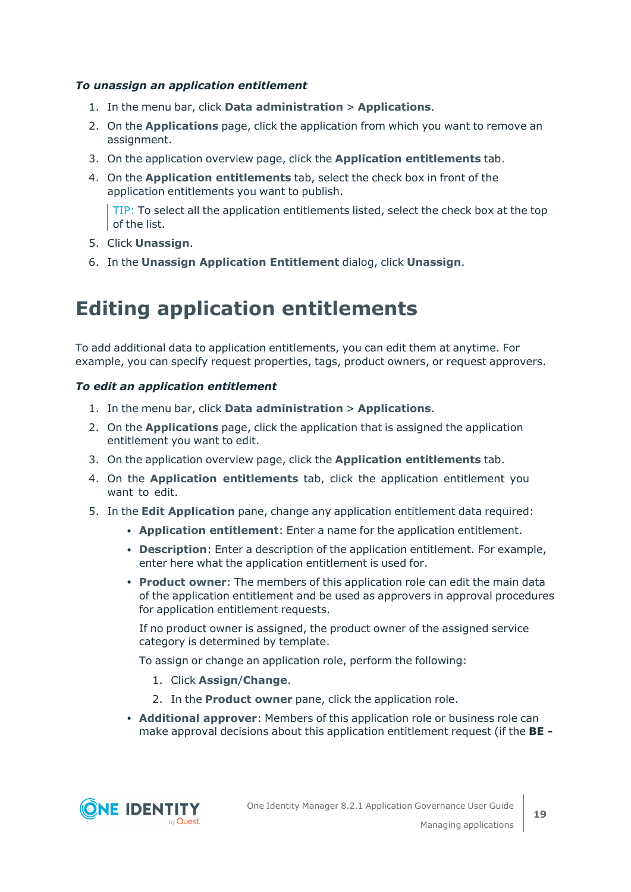***To unassign an application entitlement***

1. In the menu bar, click **Data administration** > **Applications**.
2. On the **Applications** page, click the application from which you want to remove an assignment.
3. On the application overview page, click the **Application entitlements** tab.
4. On the **Application entitlements** tab, select the check box in front of the application entitlements you want to publish.

   TIP: To select all the application entitlements listed, select the check box at the top of the list.
5. Click **Unassign**.
6. In the **Unassign Application Entitlement** dialog, click **Unassign**.

# Editing application entitlements

To add additional data to application entitlements, you can edit them at anytime. For example, you can specify request properties, tags, product owners, or request approvers.

***To edit an application entitlement***

1. In the menu bar, click **Data administration** > **Applications**.
2. On the **Applications** page, click the application that is assigned the application entitlement you want to edit.
3. On the application overview page, click the **Application entitlements** tab.
4. On the **Application entitlements** tab, click the application entitlement you want to edit.
5. In the **Edit Application** pane, change any application entitlement data required:
   - **Application entitlement**: Enter a name for the application entitlement.
   - **Description**: Enter a description of the application entitlement. For example, enter here what the application entitlement is used for.
   - **Product owner**: The members of this application role can edit the main data of the application entitlement and be used as approvers in approval procedures for application entitlement requests.

     If no product owner is assigned, the product owner of the assigned service category is determined by template.

     To assign or change an application role, perform the following:

     1. Click **Assign/Change**.
     2. In the **Product owner** pane, click the application role.
   - **Additional approver**: Members of this application role or business role can make approval decisions about this application entitlement request (if the **BE -**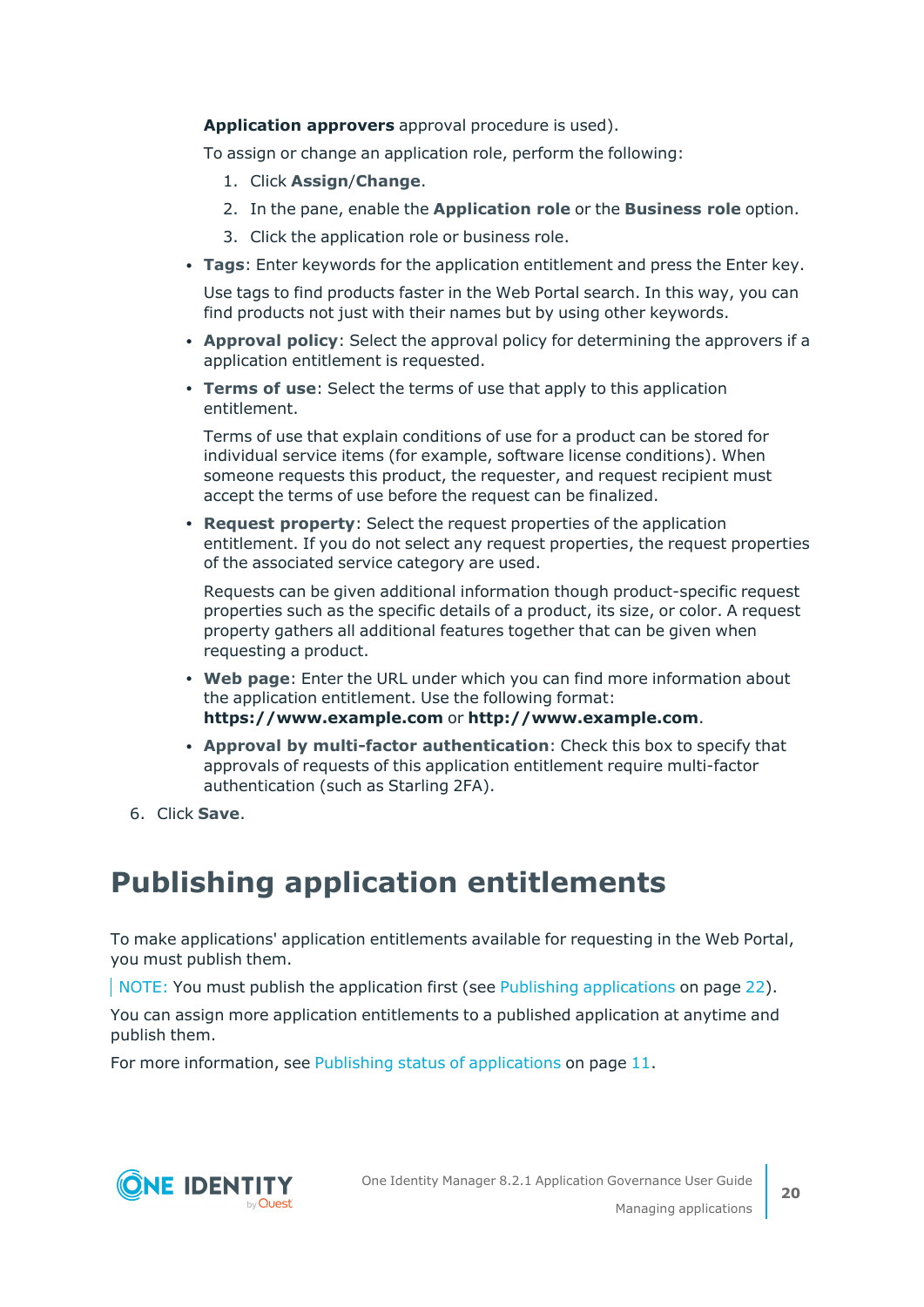**Application approvers** approval procedure is used).

To assign or change an application role, perform the following:

1. Click **Assign**/**Change**.
2. In the pane, enable the **Application role** or the **Business role** option.
3. Click the application role or business role.

- **Tags**: Enter keywords for the application entitlement and press the Enter key.

  Use tags to find products faster in the Web Portal search. In this way, you can find products not just with their names but by using other keywords.

- **Approval policy**: Select the approval policy for determining the approvers if a application entitlement is requested.
- **Terms of use**: Select the terms of use that apply to this application entitlement.

  Terms of use that explain conditions of use for a product can be stored for individual service items (for example, software license conditions). When someone requests this product, the requester, and request recipient must accept the terms of use before the request can be finalized.

- **Request property**: Select the request properties of the application entitlement. If you do not select any request properties, the request properties of the associated service category are used.

  Requests can be given additional information though product-specific request properties such as the specific details of a product, its size, or color. A request property gathers all additional features together that can be given when requesting a product.

- **Web page**: Enter the URL under which you can find more information about the application entitlement. Use the following format: **https://www.example.com** or **http://www.example.com**.
- **Approval by multi-factor authentication**: Check this box to specify that approvals of requests of this application entitlement require multi-factor authentication (such as Starling 2FA).

6. Click **Save**.

# Publishing application entitlements

To make applications' application entitlements available for requesting in the Web Portal, you must publish them.

NOTE: You must publish the application first (see Publishing applications on page 22).

You can assign more application entitlements to a published application at anytime and publish them.

For more information, see Publishing status of applications on page 11.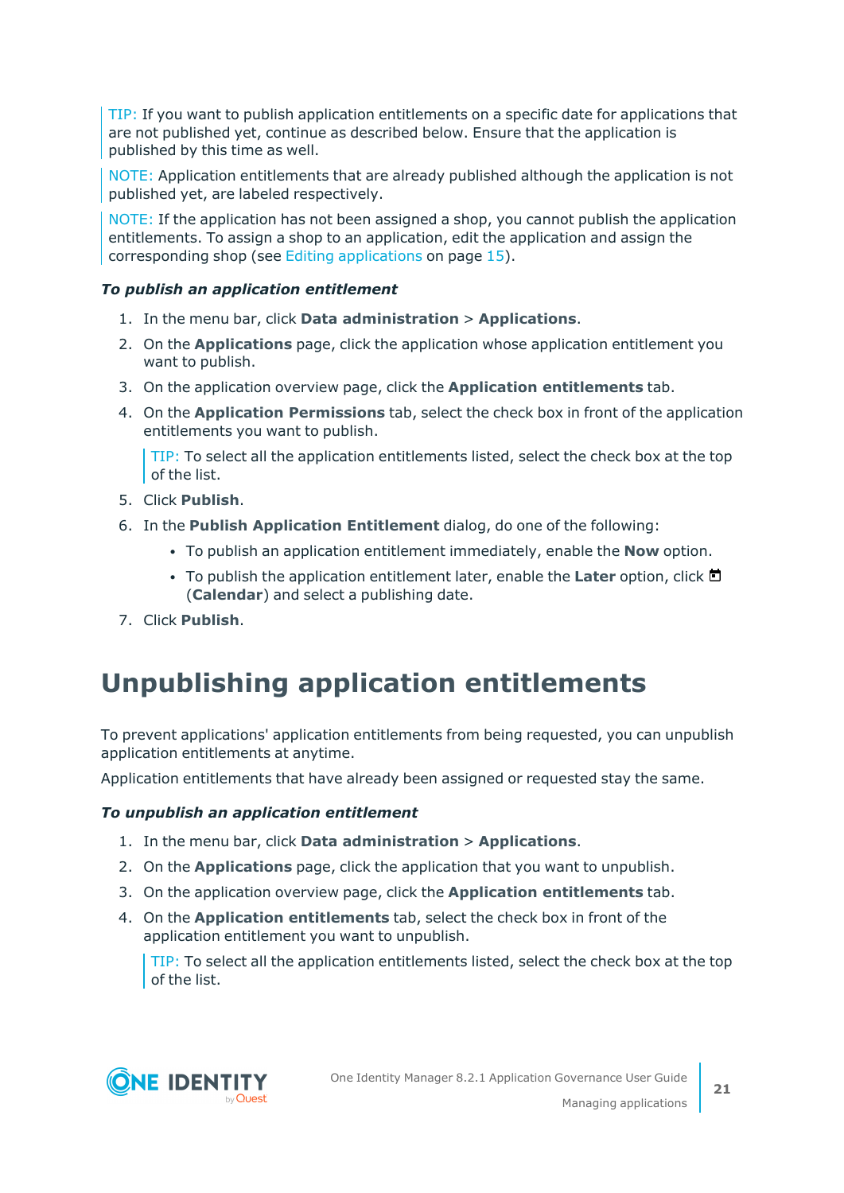TIP: If you want to publish application entitlements on a specific date for applications that are not published yet, continue as described below. Ensure that the application is published by this time as well.

NOTE: Application entitlements that are already published although the application is not published yet, are labeled respectively.

NOTE: If the application has not been assigned a shop, you cannot publish the application entitlements. To assign a shop to an application, edit the application and assign the corresponding shop (see Editing applications on page 15).

***To publish an application entitlement***

1. In the menu bar, click **Data administration** > **Applications**.
2. On the **Applications** page, click the application whose application entitlement you want to publish.
3. On the application overview page, click the **Application entitlements** tab.
4. On the **Application Permissions** tab, select the check box in front of the application entitlements you want to publish.

   TIP: To select all the application entitlements listed, select the check box at the top of the list.

5. Click **Publish**.
6. In the **Publish Application Entitlement** dialog, do one of the following:
   - To publish an application entitlement immediately, enable the **Now** option.
   - To publish the application entitlement later, enable the **Later** option, click 📅 (**Calendar**) and select a publishing date.
7. Click **Publish**.

# Unpublishing application entitlements

To prevent applications' application entitlements from being requested, you can unpublish application entitlements at anytime.

Application entitlements that have already been assigned or requested stay the same.

***To unpublish an application entitlement***

1. In the menu bar, click **Data administration** > **Applications**.
2. On the **Applications** page, click the application that you want to unpublish.
3. On the application overview page, click the **Application entitlements** tab.
4. On the **Application entitlements** tab, select the check box in front of the application entitlement you want to unpublish.

   TIP: To select all the application entitlements listed, select the check box at the top of the list.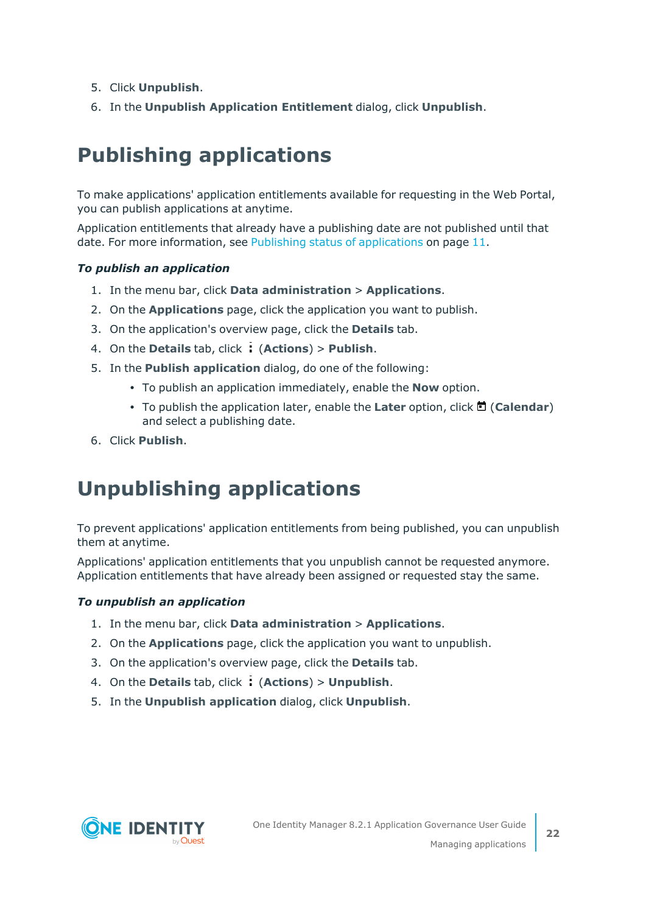5. Click **Unpublish**.
6. In the **Unpublish Application Entitlement** dialog, click **Unpublish**.

# Publishing applications

To make applications' application entitlements available for requesting in the Web Portal, you can publish applications at anytime.

Application entitlements that already have a publishing date are not published until that date. For more information, see Publishing status of applications on page 11.

***To publish an application***

1. In the menu bar, click **Data administration** > **Applications**.
2. On the **Applications** page, click the application you want to publish.
3. On the application's overview page, click the **Details** tab.
4. On the **Details** tab, click ⋮ (**Actions**) > **Publish**.
5. In the **Publish application** dialog, do one of the following:
   - To publish an application immediately, enable the **Now** option.
   - To publish the application later, enable the **Later** option, click (**Calendar**) and select a publishing date.
6. Click **Publish**.

# Unpublishing applications

To prevent applications' application entitlements from being published, you can unpublish them at anytime.

Applications' application entitlements that you unpublish cannot be requested anymore. Application entitlements that have already been assigned or requested stay the same.

***To unpublish an application***

1. In the menu bar, click **Data administration** > **Applications**.
2. On the **Applications** page, click the application you want to unpublish.
3. On the application's overview page, click the **Details** tab.
4. On the **Details** tab, click ⋮ (**Actions**) > **Unpublish**.
5. In the **Unpublish application** dialog, click **Unpublish**.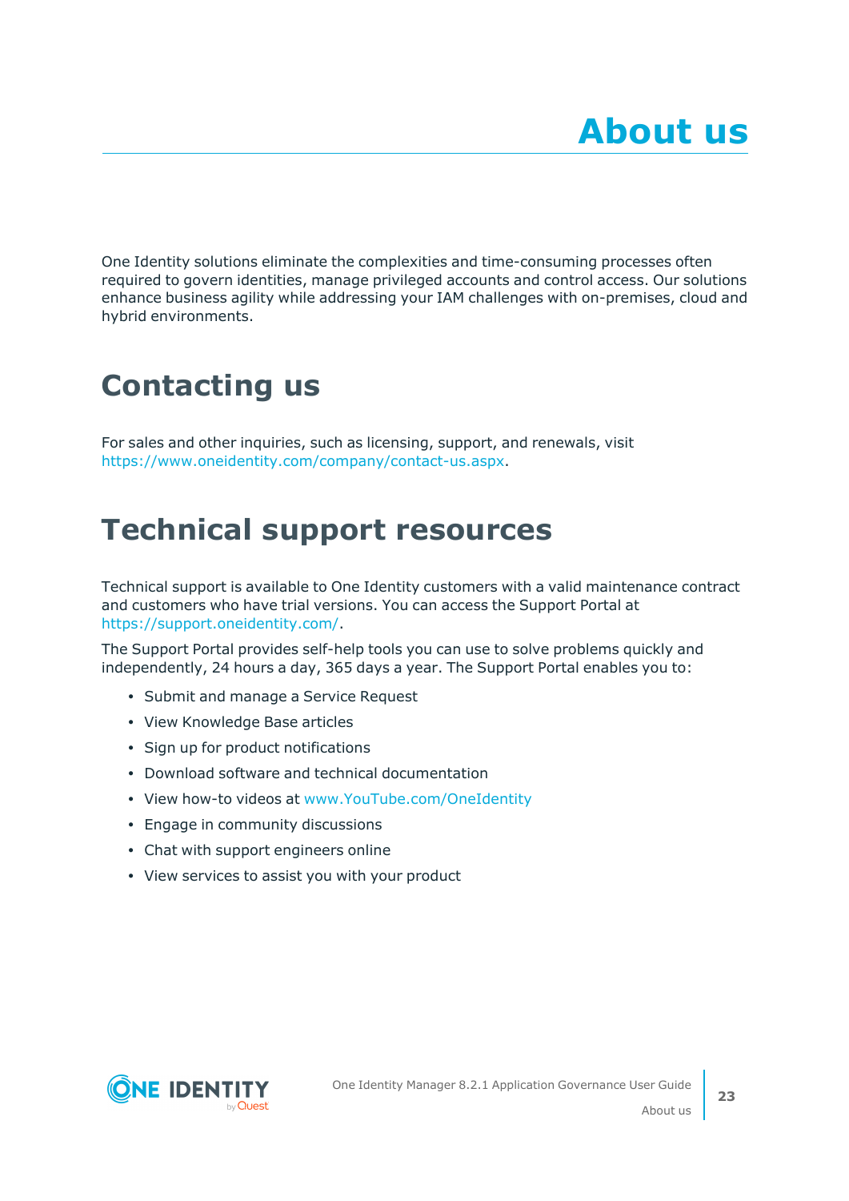# About us

One Identity solutions eliminate the complexities and time-consuming processes often required to govern identities, manage privileged accounts and control access. Our solutions enhance business agility while addressing your IAM challenges with on-premises, cloud and hybrid environments.

## Contacting us

For sales and other inquiries, such as licensing, support, and renewals, visit https://www.oneidentity.com/company/contact-us.aspx.

## Technical support resources

Technical support is available to One Identity customers with a valid maintenance contract and customers who have trial versions. You can access the Support Portal at https://support.oneidentity.com/.

The Support Portal provides self-help tools you can use to solve problems quickly and independently, 24 hours a day, 365 days a year. The Support Portal enables you to:

- Submit and manage a Service Request
- View Knowledge Base articles
- Sign up for product notifications
- Download software and technical documentation
- View how-to videos at www.YouTube.com/OneIdentity
- Engage in community discussions
- Chat with support engineers online
- View services to assist you with your product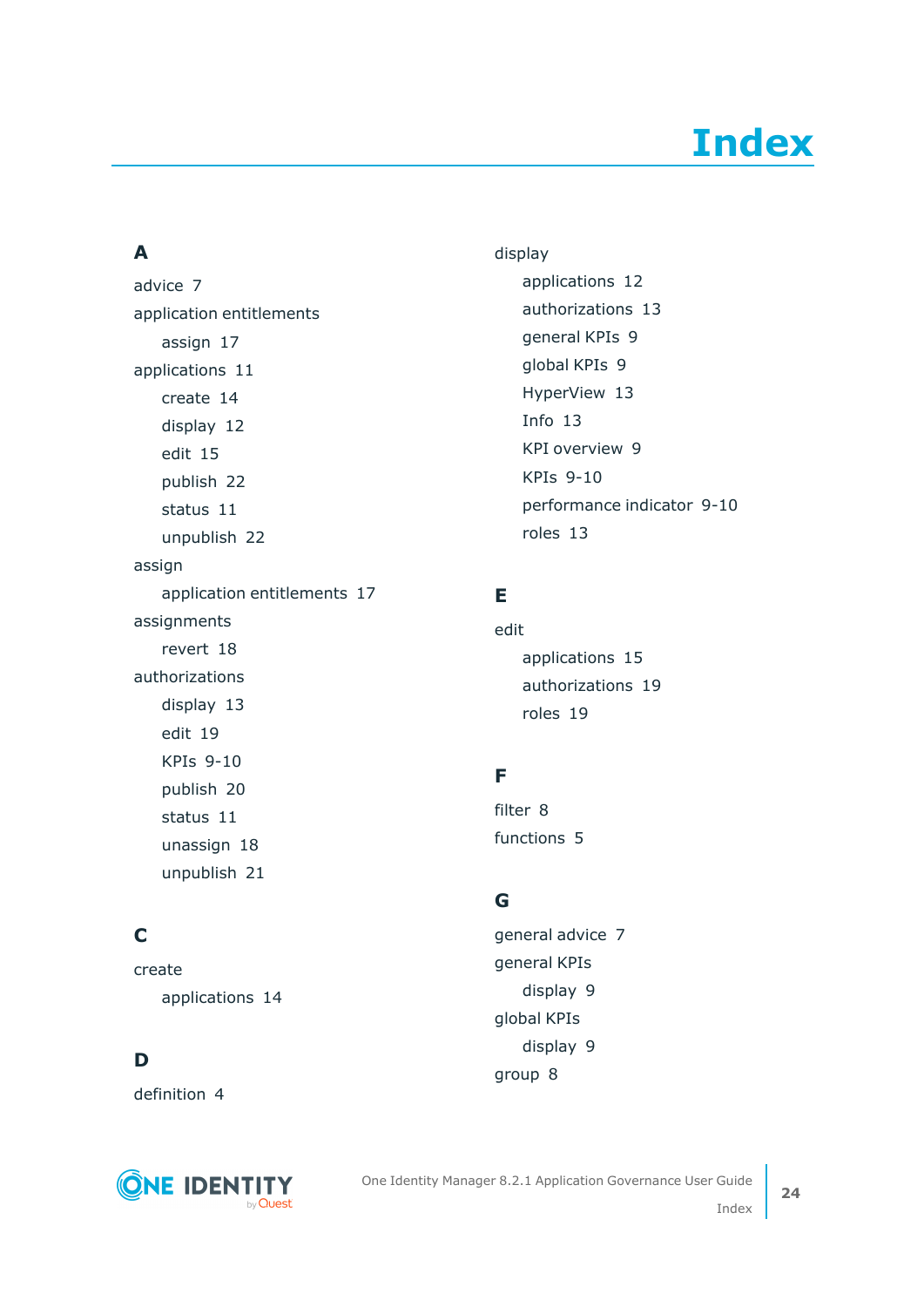# Index

## A

advice 7

application entitlements

- assign 17

applications 11

- create 14
- display 12
- edit 15
- publish 22
- status 11
- unpublish 22

assign

- application entitlements 17

assignments

- revert 18

authorizations

- display 13
- edit 19
- KPIs 9-10
- publish 20
- status 11
- unassign 18
- unpublish 21

## C

create

- applications 14

## D

definition 4

display

- applications 12
- authorizations 13
- general KPIs 9
- global KPIs 9
- HyperView 13
- Info 13
- KPI overview 9
- KPIs 9-10
- performance indicator 9-10
- roles 13

## E

edit

- applications 15
- authorizations 19
- roles 19

## F

filter 8

functions 5

## G

general advice 7

general KPIs

- display 9

global KPIs

- display 9

group 8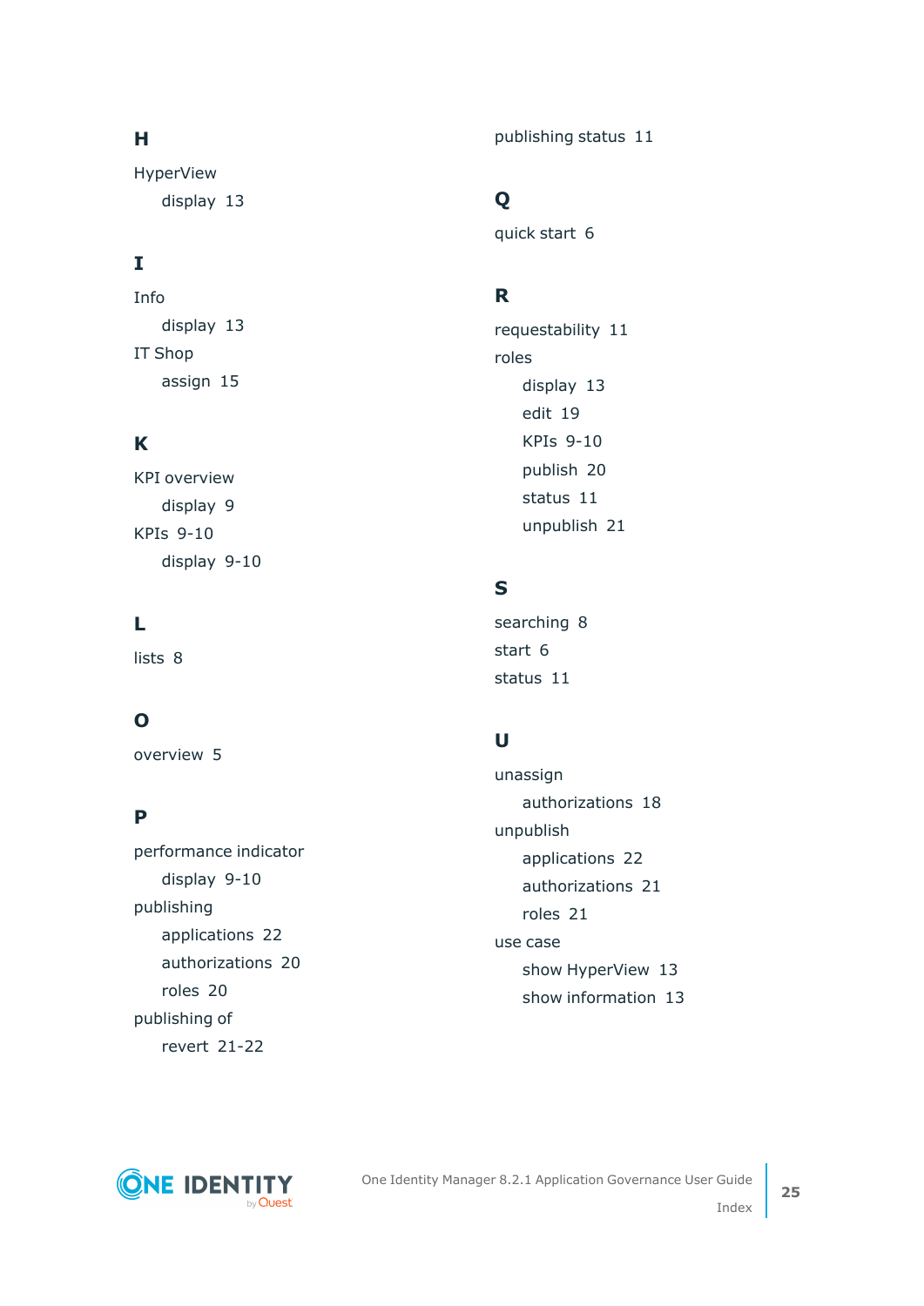## H

HyperView
- display 13

## I

Info
- display 13

IT Shop
- assign 15

## K

KPI overview
- display 9

KPIs 9-10
- display 9-10

## L

lists 8

## O

overview 5

## P

performance indicator
- display 9-10

publishing
- applications 22
- authorizations 20
- roles 20

publishing of
- revert 21-22

publishing status 11

## Q

quick start 6

## R

requestability 11

roles
- display 13
- edit 19
- KPIs 9-10
- publish 20
- status 11
- unpublish 21

## S

searching 8

start 6

status 11

## U

unassign
- authorizations 18

unpublish
- applications 22
- authorizations 21
- roles 21

use case
- show HyperView 13
- show information 13